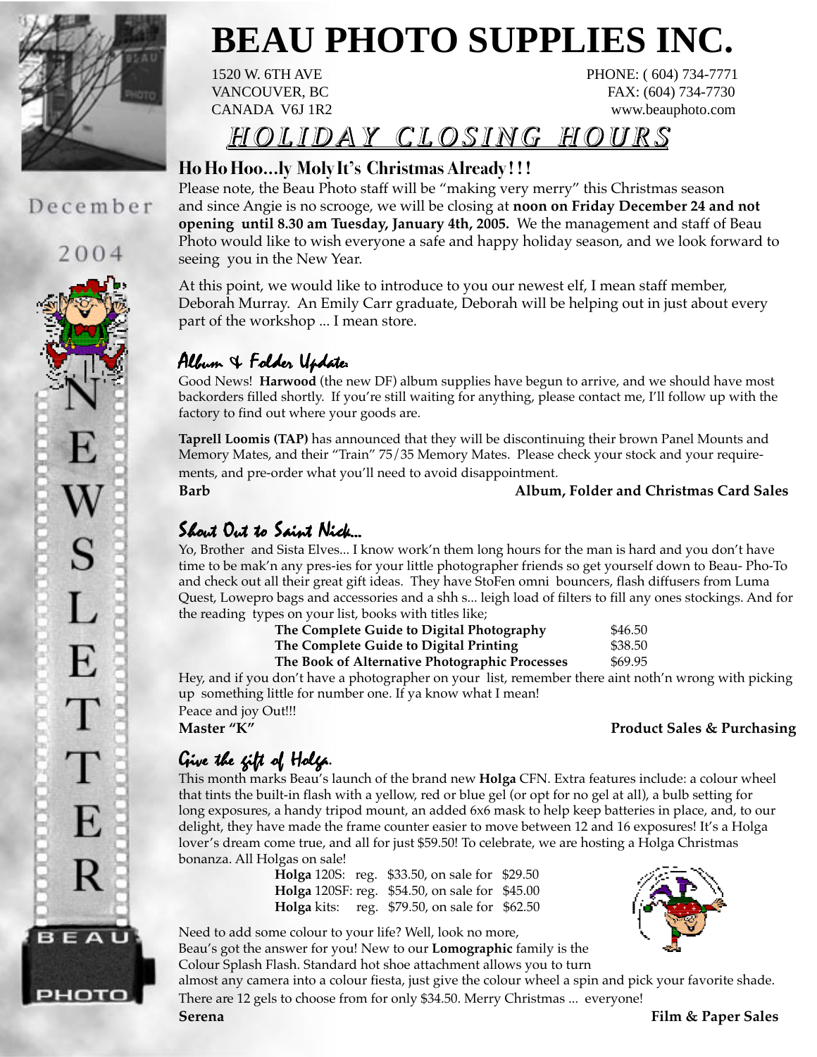# BEAU PHOTO SUPPLIES INC.

1520 W. 6TH AVE
VANCOUVER, BC
CANADA V6J 1R2

PHONE: ( 604) 734-7771
FAX: (604) 734-7730
www.beauphoto.com

December 2004

NEWSLETTER

## HOLIDAY CLOSING HOURS

### Ho Ho Hoo...ly Moly It's Christmas Already!!!

Please note, the Beau Photo staff will be "making very merry" this Christmas season and since Angie is no scrooge, we will be closing at **noon on Friday December 24 and not opening until 8.30 am Tuesday, January 4th, 2005.** We the management and staff of Beau Photo would like to wish everyone a safe and happy holiday season, and we look forward to seeing you in the New Year.

At this point, we would like to introduce to you our newest elf, I mean staff member, Deborah Murray. An Emily Carr graduate, Deborah will be helping out in just about every part of the workshop ... I mean store.

### Album & Folder Update:

Good News! **Harwood** (the new DF) album supplies have begun to arrive, and we should have most backorders filled shortly. If you're still waiting for anything, please contact me, I'll follow up with the factory to find out where your goods are.

**Taprell Loomis (TAP)** has announced that they will be discontinuing their brown Panel Mounts and Memory Mates, and their "Train" 75/35 Memory Mates. Please check your stock and your requirements, and pre-order what you'll need to avoid disappointment.

**Barb** — **Album, Folder and Christmas Card Sales**

### Shout Out to Saint Nick...

Yo, Brother and Sista Elves... I know work'n them long hours for the man is hard and you don't have time to be mak'n any pres-ies for your little photographer friends so get yourself down to Beau- Pho-To and check out all their great gift ideas. They have StoFen omni bouncers, flash diffusers from Luma Quest, Lowepro bags and accessories and a shh s... leigh load of filters to fill any ones stockings. And for the reading types on your list, books with titles like;

| | |
|---|---|
| **The Complete Guide to Digital Photography** | $46.50 |
| **The Complete Guide to Digital Printing** | $38.50 |
| **The Book of Alternative Photographic Processes** | $69.95 |

Hey, and if you don't have a photographer on your list, remember there aint noth'n wrong with picking up something little for number one. If ya know what I mean!

Peace and joy Out!!!

**Master "K"** — **Product Sales & Purchasing**

### Give the gift of Holga.

This month marks Beau's launch of the brand new **Holga** CFN. Extra features include: a colour wheel that tints the built-in flash with a yellow, red or blue gel (or opt for no gel at all), a bulb setting for long exposures, a handy tripod mount, an added 6x6 mask to help keep batteries in place, and, to our delight, they have made the frame counter easier to move between 12 and 16 exposures! It's a Holga lover's dream come true, and all for just $59.50! To celebrate, we are hosting a Holga Christmas bonanza. All Holgas on sale!

| | | |
|---|---|---|
| **Holga** 120S: | reg. $33.50, on sale for | $29.50 |
| **Holga** 120SF: | reg. $54.50, on sale for | $45.00 |
| **Holga** kits: | reg. $79.50, on sale for | $62.50 |

Need to add some colour to your life? Well, look no more, Beau's got the answer for you! New to our **Lomographic** family is the Colour Splash Flash. Standard hot shoe attachment allows you to turn almost any camera into a colour fiesta, just give the colour wheel a spin and pick your favorite shade. There are 12 gels to choose from for only $34.50. Merry Christmas ... everyone!

**Serena** — **Film & Paper Sales**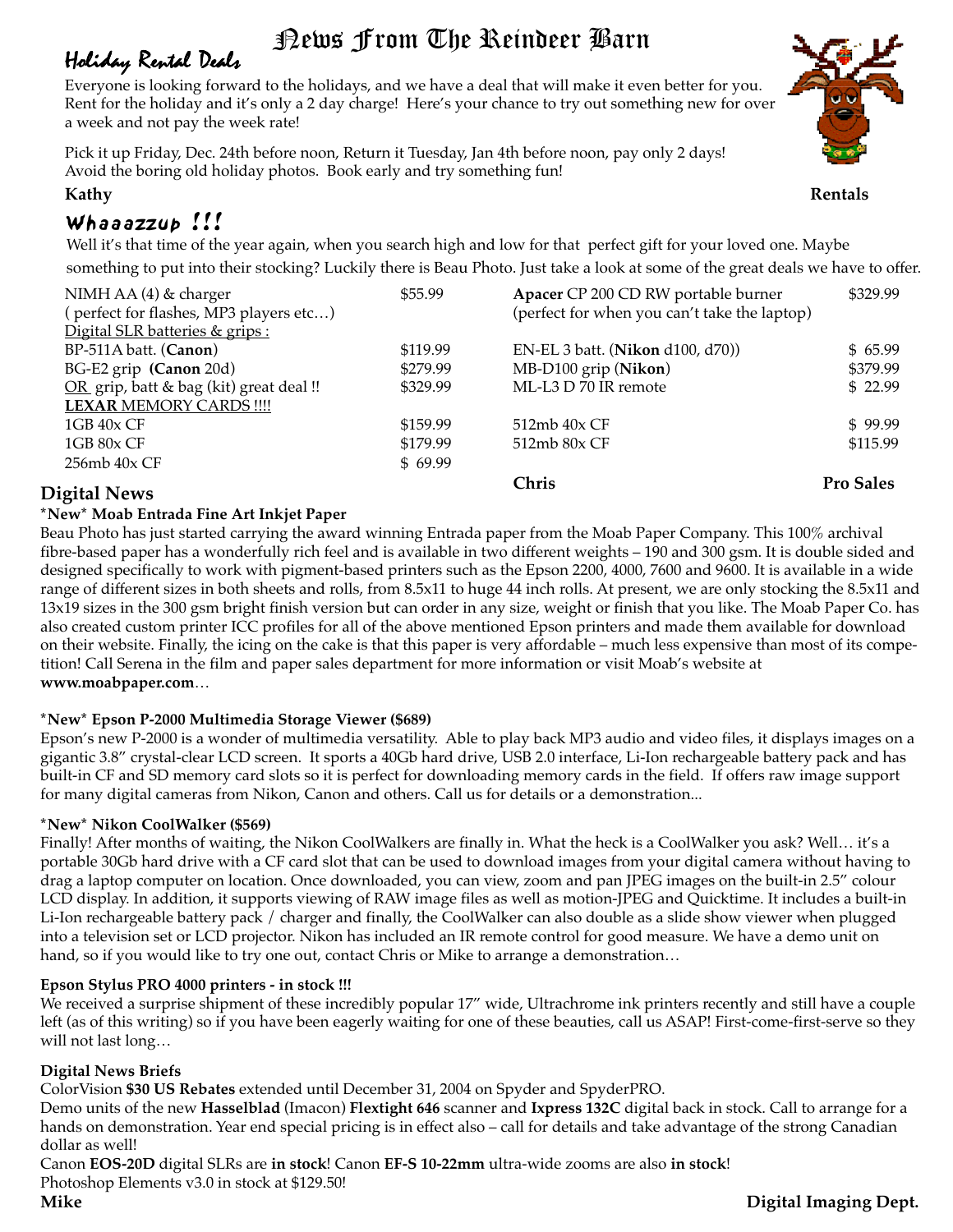# News From The Reindeer Barn

## Holiday Rental Deals

Everyone is looking forward to the holidays, and we have a deal that will make it even better for you. Rent for the holiday and it's only a 2 day charge! Here's your chance to try out something new for over a week and not pay the week rate!

Pick it up Friday, Dec. 24th before noon, Return it Tuesday, Jan 4th before noon, pay only 2 days! Avoid the boring old holiday photos. Book early and try something fun!

**Kathy** **Rentals**

## Whaaazzup !!!

Well it's that time of the year again, when you search high and low for that perfect gift for your loved one. Maybe something to put into their stocking? Luckily there is Beau Photo. Just take a look at some of the great deals we have to offer.

| | | | |
|---|---|---|---|
| NIMH AA (4) & charger | $55.99 | **Apacer** CP 200 CD RW portable burner | $329.99 |
| ( perfect for flashes, MP3 players etc…) | | (perfect for when you can't take the laptop) | |
| Digital SLR batteries & grips : | | | |
| BP-511A batt. (**Canon**) | $119.99 | EN-EL 3 batt. (**Nikon** d100, d70)) | $ 65.99 |
| BG-E2 grip (**Canon** 20d) | $279.99 | MB-D100 grip (**Nikon**) | $379.99 |
| OR grip, batt & bag (kit) great deal !! | $329.99 | ML-L3 D 70 IR remote | $ 22.99 |
| **LEXAR** MEMORY CARDS !!!! | | | |
| 1GB 40x CF | $159.99 | 512mb 40x CF | $ 99.99 |
| 1GB 80x CF | $179.99 | 512mb 80x CF | $115.99 |
| 256mb 40x CF | $ 69.99 | | |

**Chris** **Pro Sales**

## Digital News

**\*New\* Moab Entrada Fine Art Inkjet Paper**

Beau Photo has just started carrying the award winning Entrada paper from the Moab Paper Company. This 100% archival fibre-based paper has a wonderfully rich feel and is available in two different weights – 190 and 300 gsm. It is double sided and designed specifically to work with pigment-based printers such as the Epson 2200, 4000, 7600 and 9600. It is available in a wide range of different sizes in both sheets and rolls, from 8.5x11 to huge 44 inch rolls. At present, we are only stocking the 8.5x11 and 13x19 sizes in the 300 gsm bright finish version but can order in any size, weight or finish that you like. The Moab Paper Co. has also created custom printer ICC profiles for all of the above mentioned Epson printers and made them available for download on their website. Finally, the icing on the cake is that this paper is very affordable – much less expensive than most of its competition! Call Serena in the film and paper sales department for more information or visit Moab's website at **www.moabpaper.com**…

**\*New\* Epson P-2000 Multimedia Storage Viewer ($689)**

Epson's new P-2000 is a wonder of multimedia versatility. Able to play back MP3 audio and video files, it displays images on a gigantic 3.8" crystal-clear LCD screen. It sports a 40Gb hard drive, USB 2.0 interface, Li-Ion rechargeable battery pack and has built-in CF and SD memory card slots so it is perfect for downloading memory cards in the field. If offers raw image support for many digital cameras from Nikon, Canon and others. Call us for details or a demonstration...

**\*New\* Nikon CoolWalker ($569)**

Finally! After months of waiting, the Nikon CoolWalkers are finally in. What the heck is a CoolWalker you ask? Well… it's a portable 30Gb hard drive with a CF card slot that can be used to download images from your digital camera without having to drag a laptop computer on location. Once downloaded, you can view, zoom and pan JPEG images on the built-in 2.5" colour LCD display. In addition, it supports viewing of RAW image files as well as motion-JPEG and Quicktime. It includes a built-in Li-Ion rechargeable battery pack / charger and finally, the CoolWalker can also double as a slide show viewer when plugged into a television set or LCD projector. Nikon has included an IR remote control for good measure. We have a demo unit on hand, so if you would like to try one out, contact Chris or Mike to arrange a demonstration…

**Epson Stylus PRO 4000 printers - in stock !!!**

We received a surprise shipment of these incredibly popular 17" wide, Ultrachrome ink printers recently and still have a couple left (as of this writing) so if you have been eagerly waiting for one of these beauties, call us ASAP! First-come-first-serve so they will not last long…

**Digital News Briefs**

ColorVision **$30 US Rebates** extended until December 31, 2004 on Spyder and SpyderPRO.

Demo units of the new **Hasselblad** (Imacon) **Flextight 646** scanner and **Ixpress 132C** digital back in stock. Call to arrange for a hands on demonstration. Year end special pricing is in effect also – call for details and take advantage of the strong Canadian dollar as well!

Canon **EOS-20D** digital SLRs are **in stock**! Canon **EF-S 10-22mm** ultra-wide zooms are also **in stock**!

Photoshop Elements v3.0 in stock at $129.50!

**Mike** **Digital Imaging Dept.**